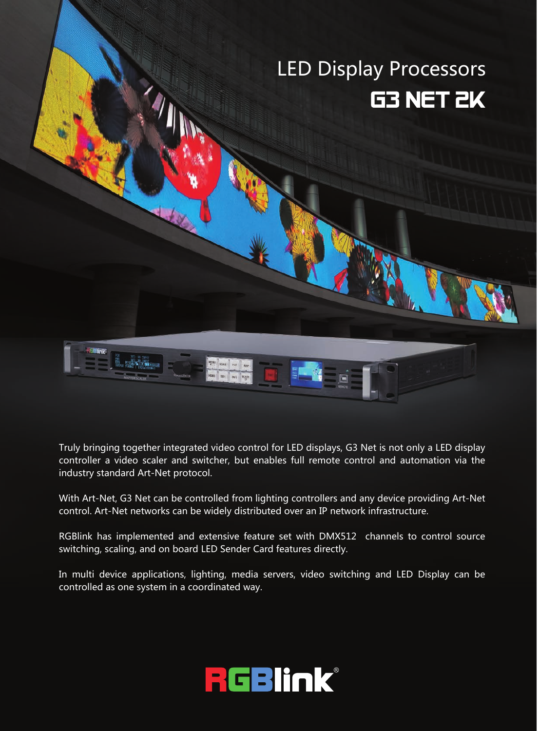# LED Display Processors

## G3 NET 2K

Truly bringing together integrated video control for LED displays, G3 Net is not only a LED display controller a video scaler and switcher, but enables full remote control and automation via the industry standard Art-Net protocol.

With Art-Net, G3 Net can be controlled from lighting controllers and any device providing Art-Net control. Art-Net networks can be widely distributed over an IP network infrastructure.

RGBlink has implemented and extensive feature set with DMX512 channels to control source switching, scaling, and on board LED Sender Card features directly.

In multi device applications, lighting, media servers, video switching and LED Display can be controlled as one system in a coordinated way.

RGBlink®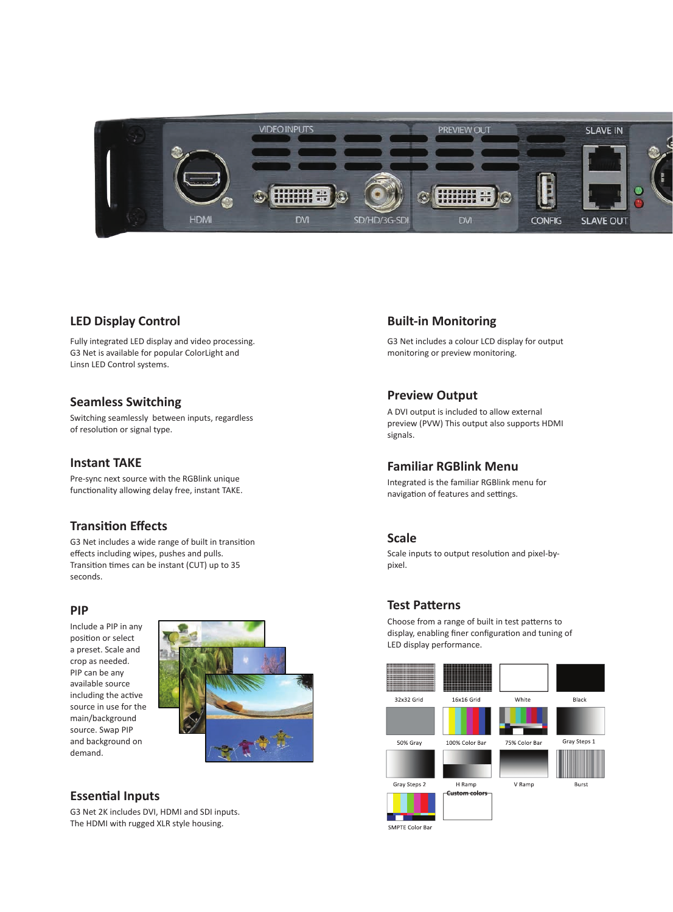## LED Display Control

Fully integrated LED display and video processing. G3 Net is available for popular ColorLight and Linsn LED Control systems.

## Seamless Switching

Switching seamlessly between inputs, regardless of resolution or signal type.

## Instant TAKE

Pre-sync next source with the RGBlink unique functionality allowing delay free, instant TAKE.

## Transition Effects

G3 Net includes a wide range of built in transition effects including wipes, pushes and pulls. Transition times can be instant (CUT) up to 35 seconds.

## PIP

Include a PIP in any position or select a preset. Scale and crop as needed. PIP can be any available source including the active source in use for the main/background source. Swap PIP and background on demand.

## Essential Inputs

G3 Net 2K includes DVI, HDMI and SDI inputs. The HDMI with rugged XLR style housing.

## Built-in Monitoring

G3 Net includes a colour LCD display for output monitoring or preview monitoring.

## Preview Output

A DVI output is included to allow external preview (PVW) This output also supports HDMI signals.

## Familiar RGBlink Menu

Integrated is the familiar RGBlink menu for navigation of features and settings.

## Scale

Scale inputs to output resolution and pixel-by-pixel.

## Test Patterns

Choose from a range of built in test patterns to display, enabling finer configuration and tuning of LED display performance.

32x32 Grid, 16x16 Grid, White, Black, 50% Gray, 100% Color Bar, 75% Color Bar, Gray Steps 1, Gray Steps 2, H Ramp, V Ramp, Burst, SMPTE Color Bar, Custom colors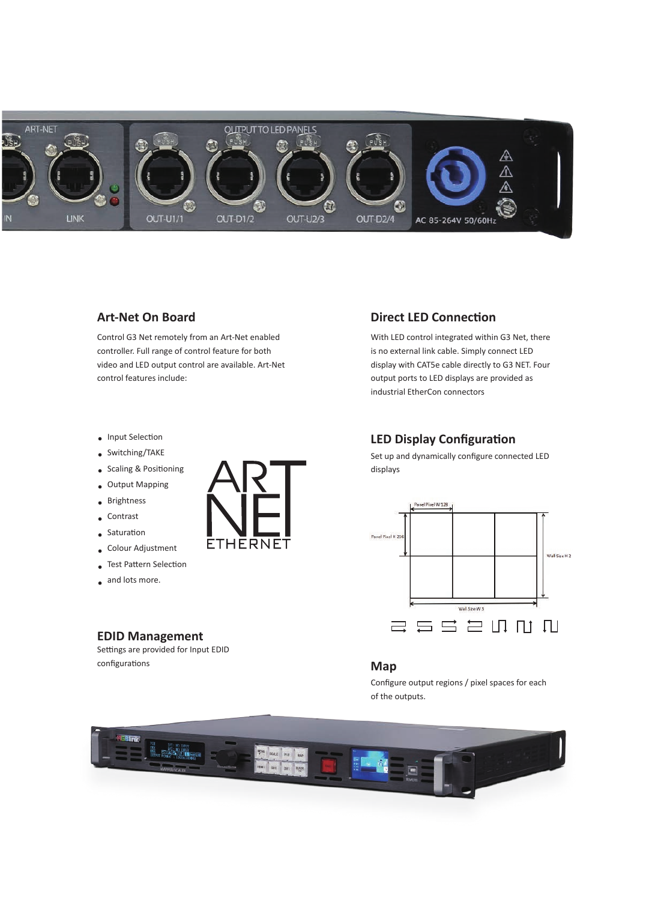## Art-Net On Board

Control G3 Net remotely from an Art-Net enabled controller. Full range of control feature for both video and LED output control are available. Art-Net control features include:

- Input Selection
- Switching/TAKE
- Scaling & Positioning
- Output Mapping
- Brightness
- Contrast
- Saturation
- Colour Adjustment
- Test Pattern Selection
- and lots more.

## EDID Management

Settings are provided for Input EDID configurations

## Direct LED Connection

With LED control integrated within G3 Net, there is no external link cable. Simply connect LED display with CAT5e cable directly to G3 NET. Four output ports to LED displays are provided as industrial EtherCon connectors

## LED Display Configuration

Set up and dynamically configure connected LED displays

## Map

Configure output regions / pixel spaces for each of the outputs.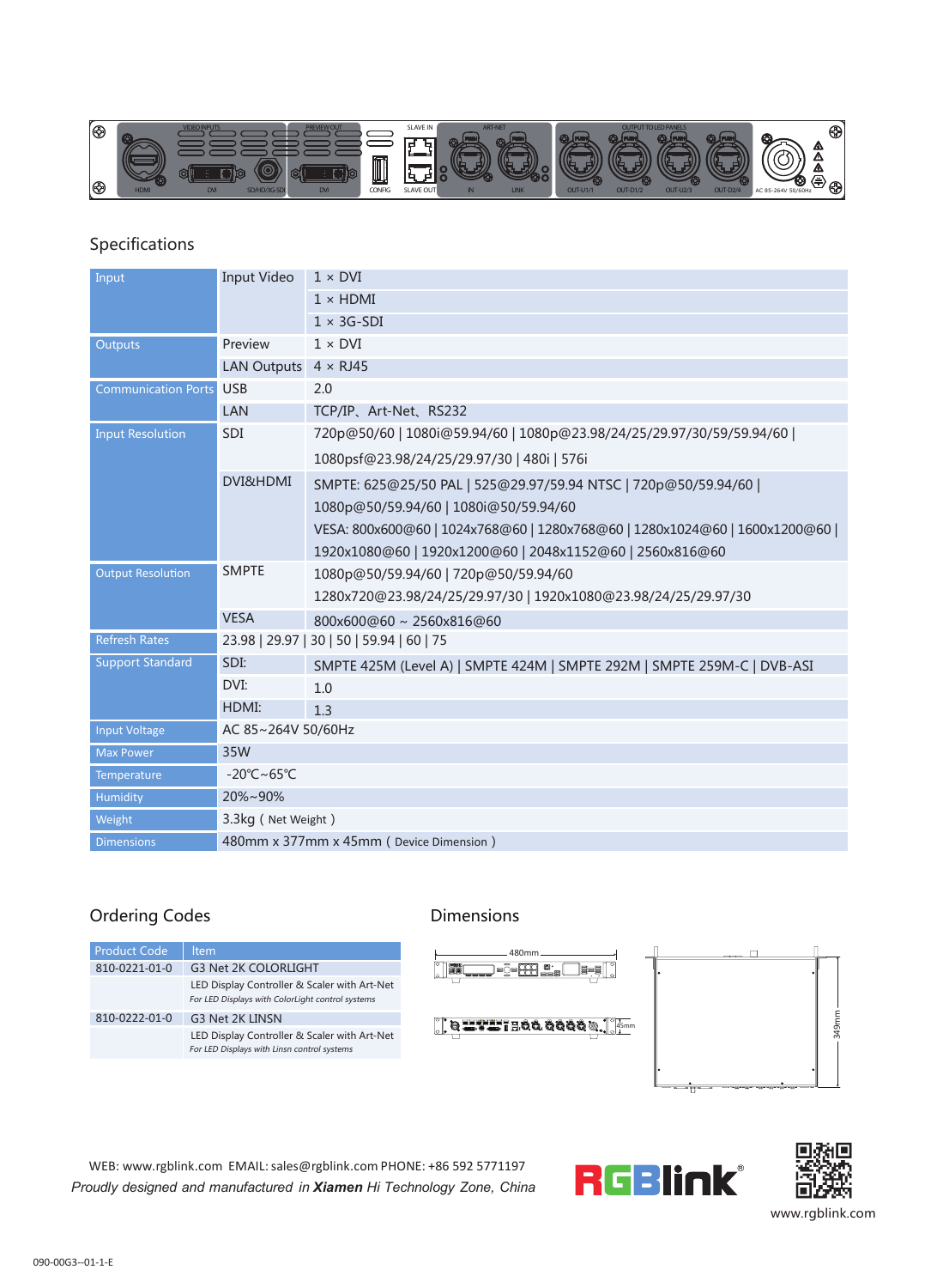HDMI | DVI | SD/HD/3G-SDI | DVI | CONFIG | SLAVE IN | SLAVE OUT | ART-NET IN | LINK | OUTPUT TO LED PANELS OUT-U1/1 | OUT-D1/2 | OUT-U2/3 | OUT-D2/4 | AC 85-264V 50/60Hz

## Specifications

| | | |
|---|---|---|
| Input | Input Video | 1 × DVI |
| | | 1 × HDMI |
| | | 1 × 3G-SDI |
| Outputs | Preview | 1 × DVI |
| | LAN Outputs | 4 × RJ45 |
| Communication Ports | USB | 2.0 |
| | LAN | TCP/IP、Art-Net、RS232 |
| Input Resolution | SDI | 720p@50/60 \| 1080i@59.94/60 \| 1080p@23.98/24/25/29.97/30/59/59.94/60 \| 1080psf@23.98/24/25/29.97/30 \| 480i \| 576i |
| | DVI&HDMI | SMPTE: 625@25/50 PAL \| 525@29.97/59.94 NTSC \| 720p@50/59.94/60 \| 1080p@50/59.94/60 \| 1080i@50/59.94/60 VESA: 800x600@60 \| 1024x768@60 \| 1280x768@60 \| 1280x1024@60 \| 1600x1200@60 \| 1920x1080@60 \| 1920x1200@60 \| 2048x1152@60 \| 2560x816@60 |
| Output Resolution | SMPTE | 1080p@50/59.94/60 \| 720p@50/59.94/60 1280x720@23.98/24/25/29.97/30 \| 1920x1080@23.98/24/25/29.97/30 |
| | VESA | 800x600@60 ~ 2560x816@60 |
| Refresh Rates | 23.98 \| 29.97 \| 30 \| 50 \| 59.94 \| 60 \| 75 | |
| Support Standard | SDI: | SMPTE 425M (Level A) \| SMPTE 424M \| SMPTE 292M \| SMPTE 259M-C \| DVB-ASI |
| | DVI: | 1.0 |
| | HDMI: | 1.3 |
| Input Voltage | AC 85~264V 50/60Hz | |
| Max Power | 35W | |
| Temperature | -20℃~65℃ | |
| Humidity | 20%~90% | |
| Weight | 3.3kg ( Net Weight ) | |
| Dimensions | 480mm x 377mm x 45mm ( Device Dimension ) | |

## Ordering Codes

| Product Code | Item |
|---|---|
| 810-0221-01-0 | G3 Net 2K COLORLIGHT |
| | LED Display Controller & Scaler with Art-Net *For LED Displays with ColorLight control systems* |
| 810-0222-01-0 | G3 Net 2K LINSN |
| | LED Display Controller & Scaler with Art-Net *For LED Displays with Linsn control systems* |

## Dimensions

480mm

45mm

349mm

WEB: www.rgblink.com EMAIL: sales@rgblink.com PHONE: +86 592 5771197

*Proudly designed and manufactured in* ***Xiamen*** *Hi Technology Zone, China*

RGBlink®

www.rgblink.com

090-00G3--01-1-E